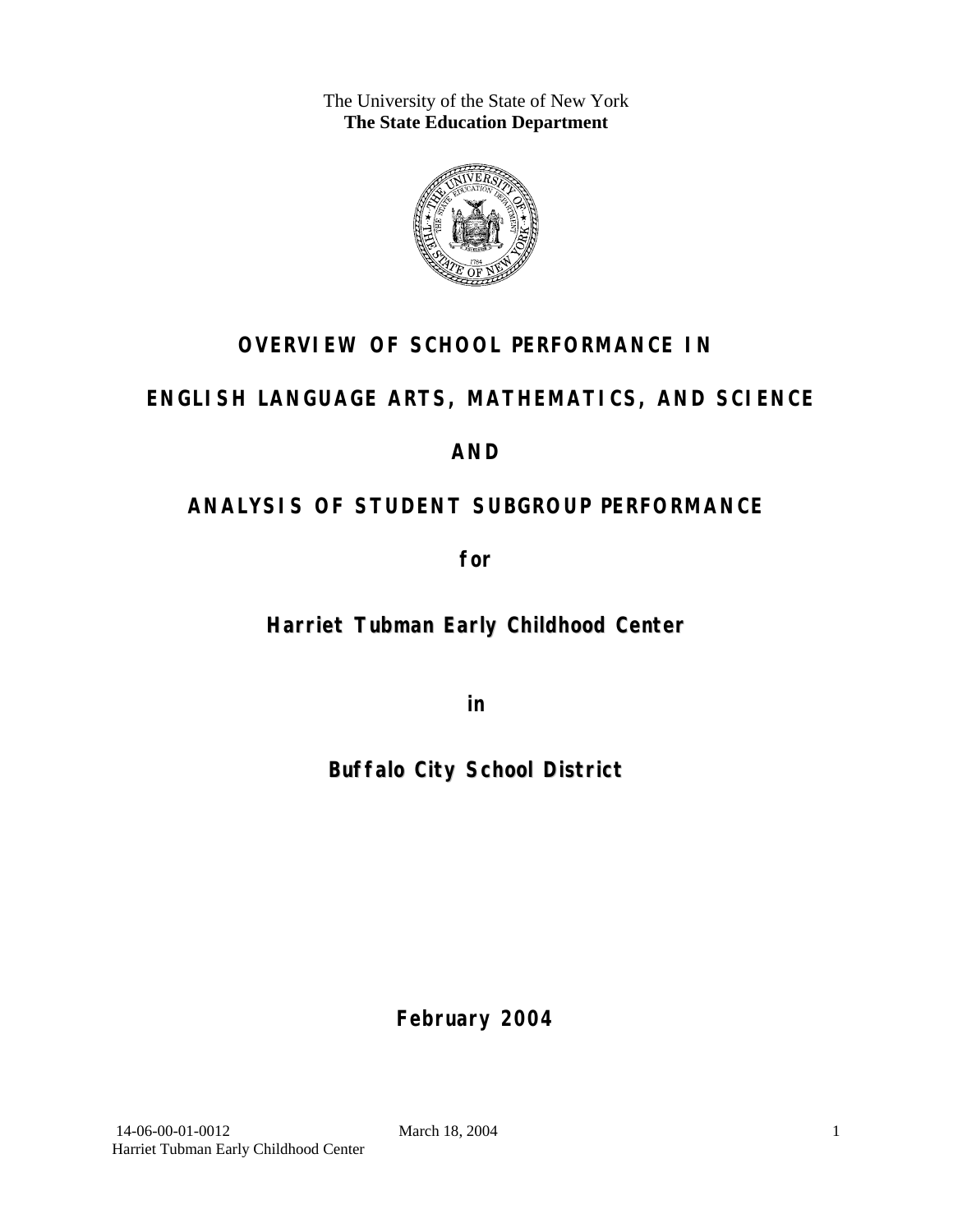The University of the State of New York
**The State Education Department**

# OVERVIEW OF SCHOOL PERFORMANCE IN

# ENGLISH LANGUAGE ARTS, MATHEMATICS, AND SCIENCE

# AND

# ANALYSIS OF STUDENT SUBGROUP PERFORMANCE

**for**

## Harriet Tubman Early Childhood Center

**in**

## Buffalo City School District

**February 2004**

14-06-00-01-0012 March 18, 2004
Harriet Tubman Early Childhood Center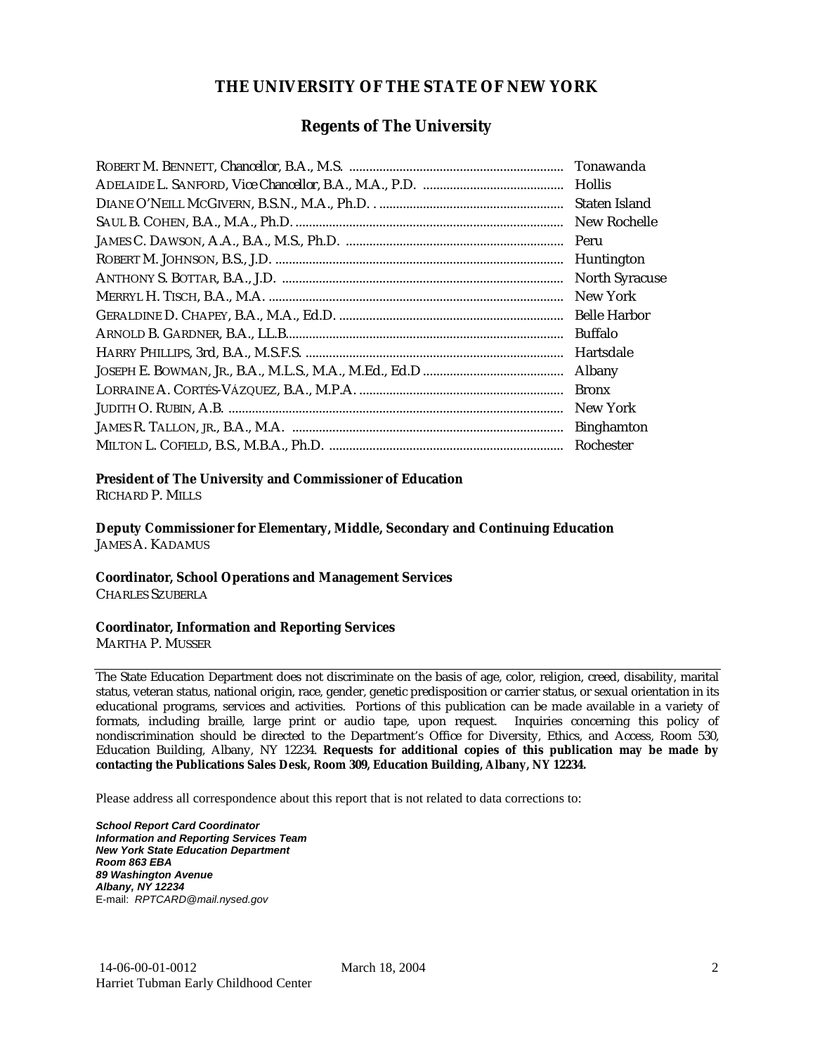# THE UNIVERSITY OF THE STATE OF NEW YORK

## Regents of The University

| | |
|---|---|
| ROBERT M. BENNETT, *Chancellor*, B.A., M.S. | Tonawanda |
| ADELAIDE L. SANFORD, *Vice Chancellor*, B.A., M.A., P.D. | Hollis |
| DIANE O'NEILL MCGIVERN, B.S.N., M.A., Ph.D. | Staten Island |
| SAUL B. COHEN, B.A., M.A., Ph.D. | New Rochelle |
| JAMES C. DAWSON, A.A., B.A., M.S., Ph.D. | Peru |
| ROBERT M. JOHNSON, B.S., J.D. | Huntington |
| ANTHONY S. BOTTAR, B.A., J.D. | North Syracuse |
| MERRYL H. TISCH, B.A., M.A. | New York |
| GERALDINE D. CHAPEY, B.A., M.A., Ed.D. | Belle Harbor |
| ARNOLD B. GARDNER, B.A., LL.B. | Buffalo |
| HARRY PHILLIPS, 3rd, B.A., M.S.F.S. | Hartsdale |
| JOSEPH E. BOWMAN, JR., B.A., M.L.S., M.A., M.Ed., Ed.D | Albany |
| LORRAINE A. CORTÉS-VÁZQUEZ, B.A., M.P.A. | Bronx |
| JUDITH O. RUBIN, A.B. | New York |
| JAMES R. TALLON, JR., B.A., M.A. | Binghamton |
| MILTON L. COFIELD, B.S., M.B.A., Ph.D. | Rochester |

**President of The University and Commissioner of Education**
RICHARD P. MILLS

**Deputy Commissioner for Elementary, Middle, Secondary and Continuing Education**
JAMES A. KADAMUS

**Coordinator, School Operations and Management Services**
CHARLES SZUBERLA

**Coordinator, Information and Reporting Services**
MARTHA P. MUSSER

---

The State Education Department does not discriminate on the basis of age, color, religion, creed, disability, marital status, veteran status, national origin, race, gender, genetic predisposition or carrier status, or sexual orientation in its educational programs, services and activities. Portions of this publication can be made available in a variety of formats, including braille, large print or audio tape, upon request. Inquiries concerning this policy of nondiscrimination should be directed to the Department's Office for Diversity, Ethics, and Access, Room 530, Education Building, Albany, NY 12234. **Requests for additional copies of this publication may be made by contacting the Publications Sales Desk, Room 309, Education Building, Albany, NY 12234.**

Please address all correspondence about this report that is not related to data corrections to:

***School Report Card Coordinator***
***Information and Reporting Services Team***
***New York State Education Department***
***Room 863 EBA***
***89 Washington Avenue***
***Albany, NY 12234***
E-mail: *RPTCARD@mail.nysed.gov*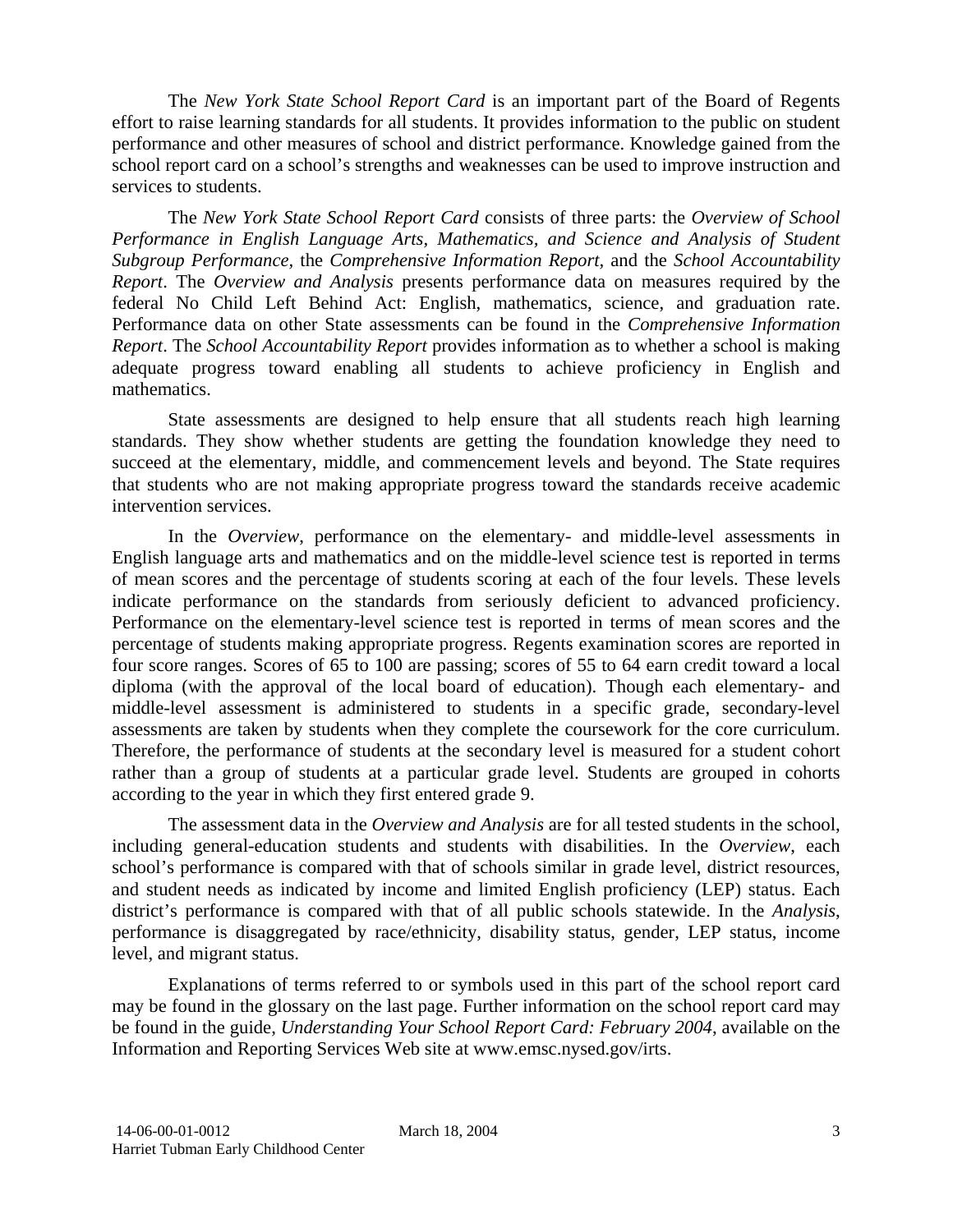The *New York State School Report Card* is an important part of the Board of Regents effort to raise learning standards for all students. It provides information to the public on student performance and other measures of school and district performance. Knowledge gained from the school report card on a school's strengths and weaknesses can be used to improve instruction and services to students.

The *New York State School Report Card* consists of three parts: the *Overview of School Performance in English Language Arts, Mathematics, and Science and Analysis of Student Subgroup Performance,* the *Comprehensive Information Report,* and the *School Accountability Report*. The *Overview and Analysis* presents performance data on measures required by the federal No Child Left Behind Act: English, mathematics, science, and graduation rate. Performance data on other State assessments can be found in the *Comprehensive Information Report*. The *School Accountability Report* provides information as to whether a school is making adequate progress toward enabling all students to achieve proficiency in English and mathematics.

State assessments are designed to help ensure that all students reach high learning standards. They show whether students are getting the foundation knowledge they need to succeed at the elementary, middle, and commencement levels and beyond. The State requires that students who are not making appropriate progress toward the standards receive academic intervention services.

In the *Overview*, performance on the elementary- and middle-level assessments in English language arts and mathematics and on the middle-level science test is reported in terms of mean scores and the percentage of students scoring at each of the four levels. These levels indicate performance on the standards from seriously deficient to advanced proficiency. Performance on the elementary-level science test is reported in terms of mean scores and the percentage of students making appropriate progress. Regents examination scores are reported in four score ranges. Scores of 65 to 100 are passing; scores of 55 to 64 earn credit toward a local diploma (with the approval of the local board of education). Though each elementary- and middle-level assessment is administered to students in a specific grade, secondary-level assessments are taken by students when they complete the coursework for the core curriculum. Therefore, the performance of students at the secondary level is measured for a student cohort rather than a group of students at a particular grade level. Students are grouped in cohorts according to the year in which they first entered grade 9.

The assessment data in the *Overview and Analysis* are for all tested students in the school, including general-education students and students with disabilities. In the *Overview*, each school's performance is compared with that of schools similar in grade level, district resources, and student needs as indicated by income and limited English proficiency (LEP) status. Each district's performance is compared with that of all public schools statewide. In the *Analysis*, performance is disaggregated by race/ethnicity, disability status, gender, LEP status, income level, and migrant status.

Explanations of terms referred to or symbols used in this part of the school report card may be found in the glossary on the last page. Further information on the school report card may be found in the guide, *Understanding Your School Report Card: February 2004*, available on the Information and Reporting Services Web site at www.emsc.nysed.gov/irts.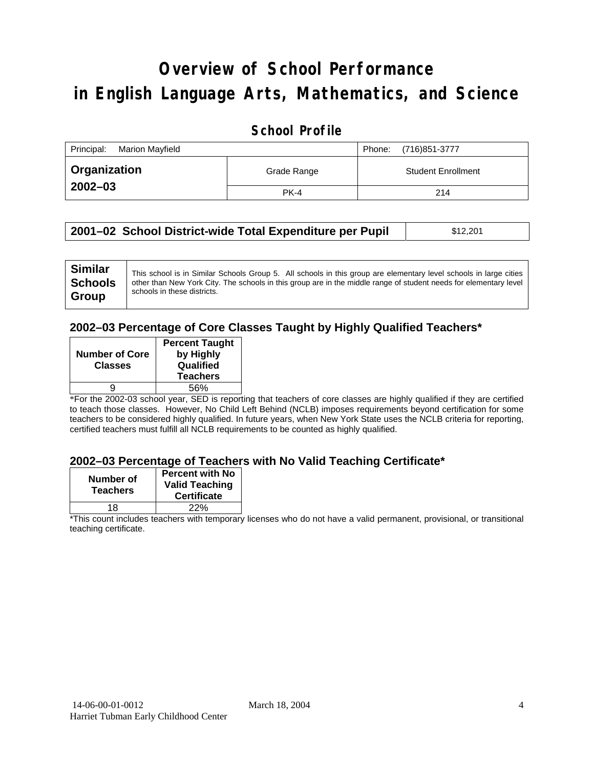# Overview of School Performance in English Language Arts, Mathematics, and Science

## School Profile

| Principal: Marion Mayfield | | Phone: (716)851-3777 |
|---|---|---|
| **Organization 2002–03** | Grade Range | Student Enrollment |
| | PK-4 | 214 |

| **2001–02 School District-wide Total Expenditure per Pupil** | $12,201 |
|---|---|

| **Similar Schools Group** | This school is in Similar Schools Group 5. All schools in this group are elementary level schools in large cities other than New York City. The schools in this group are in the middle range of student needs for elementary level schools in these districts. |
|---|---|

### 2002–03 Percentage of Core Classes Taught by Highly Qualified Teachers*

| Number of Core Classes | Percent Taught by Highly Qualified Teachers |
|---|---|
| 9 | 56% |

*For the 2002-03 school year, SED is reporting that teachers of core classes are highly qualified if they are certified to teach those classes. However, No Child Left Behind (NCLB) imposes requirements beyond certification for some teachers to be considered highly qualified. In future years, when New York State uses the NCLB criteria for reporting, certified teachers must fulfill all NCLB requirements to be counted as highly qualified.

### 2002–03 Percentage of Teachers with No Valid Teaching Certificate*

| Number of Teachers | Percent with No Valid Teaching Certificate |
|---|---|
| 18 | 22% |

*This count includes teachers with temporary licenses who do not have a valid permanent, provisional, or transitional teaching certificate.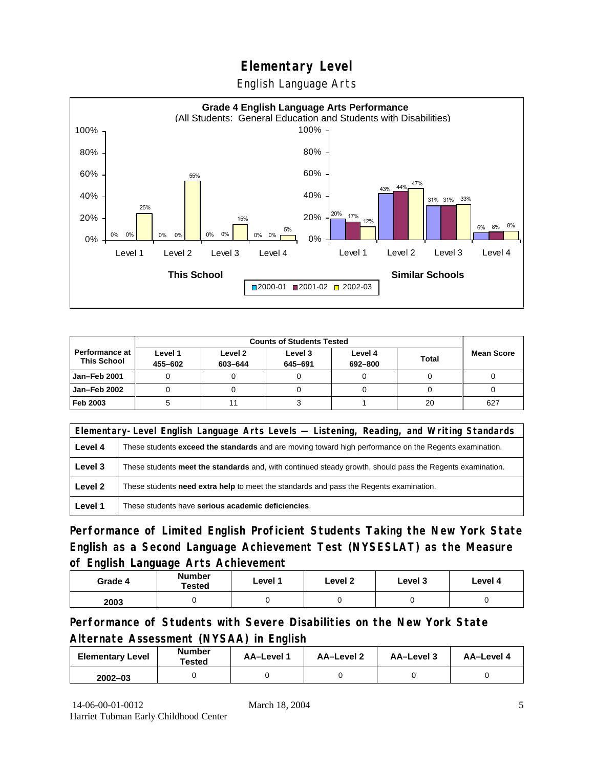# Elementary Level

English Language Arts

**Grade 4 English Language Arts Performance**
(All Students: General Education and Students with Disabilities)

| | This School 2000-01 | This School 2001-02 | This School 2002-03 | Similar Schools 2000-01 | Similar Schools 2001-02 | Similar Schools 2002-03 |
|---|---|---|---|---|---|---|
| Level 1 | 0% | 0% | 25% | 20% | 17% | 12% |
| Level 2 | 0% | 0% | 55% | 43% | 44% | 47% |
| Level 3 | 0% | 0% | 15% | 31% | 31% | 33% |
| Level 4 | 0% | 0% | 5% | 6% | 8% | 8% |

| Performance at This School | Counts of Students Tested | | | | | Mean Score |
|---|---|---|---|---|---|---|
| | Level 1 455–602 | Level 2 603–644 | Level 3 645–691 | Level 4 692–800 | Total | |
| Jan–Feb 2001 | 0 | 0 | 0 | 0 | 0 | 0 |
| Jan–Feb 2002 | 0 | 0 | 0 | 0 | 0 | 0 |
| Feb 2003 | 5 | 11 | 3 | 1 | 20 | 627 |

| Elementary-Level English Language Arts Levels — Listening, Reading, and Writing Standards | |
|---|---|
| Level 4 | These students **exceed the standards** and are moving toward high performance on the Regents examination. |
| Level 3 | These students **meet the standards** and, with continued steady growth, should pass the Regents examination. |
| Level 2 | These students **need extra help** to meet the standards and pass the Regents examination. |
| Level 1 | These students have **serious academic deficiencies**. |

## Performance of Limited English Proficient Students Taking the New York State English as a Second Language Achievement Test (NYSESLAT) as the Measure of English Language Arts Achievement

| Grade 4 | Number Tested | Level 1 | Level 2 | Level 3 | Level 4 |
|---|---|---|---|---|---|
| 2003 | 0 | 0 | 0 | 0 | 0 |

## Performance of Students with Severe Disabilities on the New York State Alternate Assessment (NYSAA) in English

| Elementary Level | Number Tested | AA–Level 1 | AA–Level 2 | AA–Level 3 | AA–Level 4 |
|---|---|---|---|---|---|
| 2002–03 | 0 | 0 | 0 | 0 | 0 |

14-06-00-01-0012 March 18, 2004
Harriet Tubman Early Childhood Center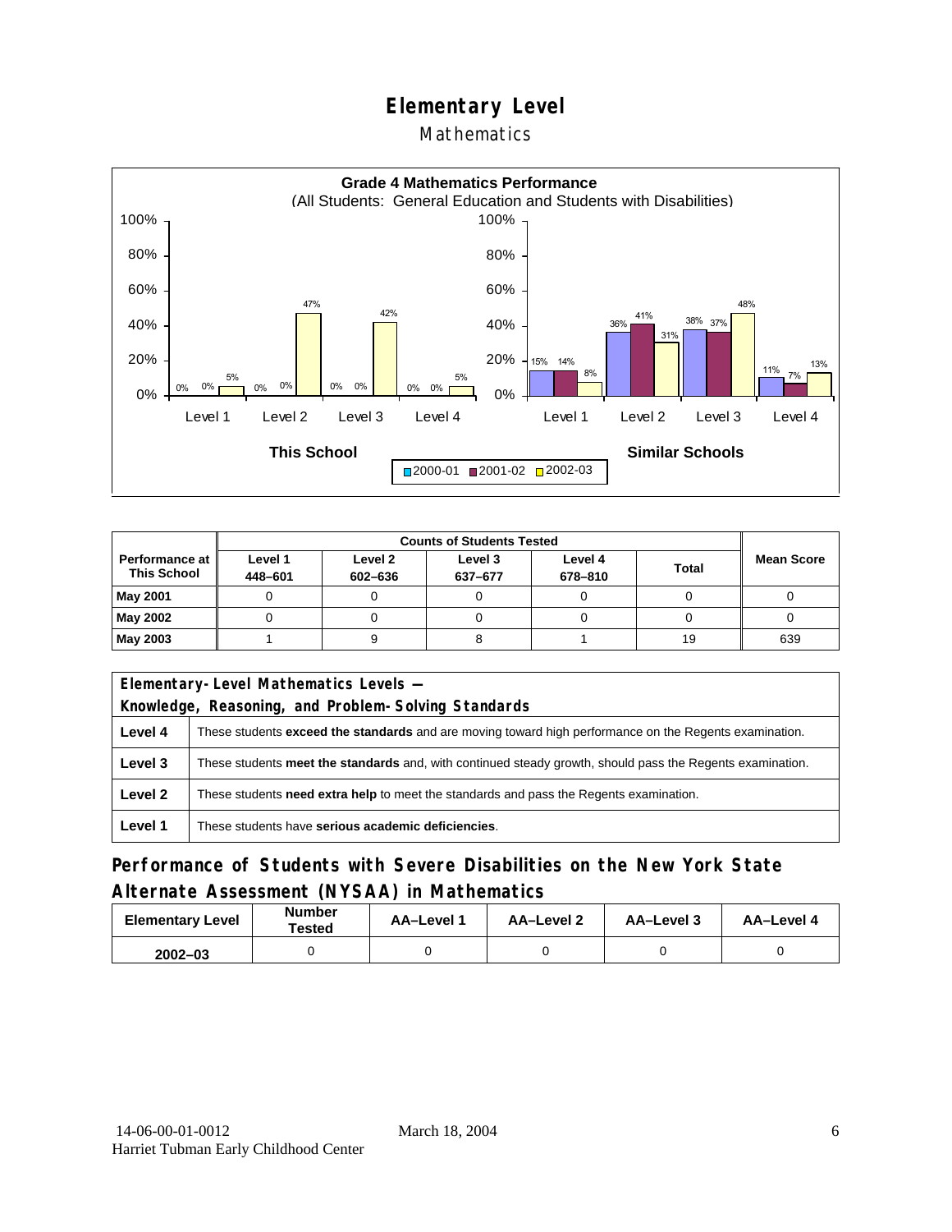# Elementary Level

## Mathematics

**Grade 4 Mathematics Performance**
(All Students: General Education and Students with Disabilities)

| | This School 2000-01 | This School 2001-02 | This School 2002-03 | Similar Schools 2000-01 | Similar Schools 2001-02 | Similar Schools 2002-03 |
|---|---|---|---|---|---|---|
| Level 1 | 0% | 0% | 5% | 15% | 14% | 8% |
| Level 2 | 0% | 0% | 47% | 36% | 41% | 31% |
| Level 3 | 0% | 0% | 42% | 38% | 37% | 48% |
| Level 4 | 0% | 0% | 5% | 11% | 7% | 13% |

| Performance at This School | Counts of Students Tested | | | | | Mean Score |
|---|---|---|---|---|---|---|
| | Level 1 448–601 | Level 2 602–636 | Level 3 637–677 | Level 4 678–810 | Total | |
| **May 2001** | 0 | 0 | 0 | 0 | 0 | 0 |
| **May 2002** | 0 | 0 | 0 | 0 | 0 | 0 |
| **May 2003** | 1 | 9 | 8 | 1 | 19 | 639 |

| Elementary-Level Mathematics Levels — Knowledge, Reasoning, and Problem-Solving Standards | |
|---|---|
| **Level 4** | These students **exceed the standards** and are moving toward high performance on the Regents examination. |
| **Level 3** | These students **meet the standards** and, with continued steady growth, should pass the Regents examination. |
| **Level 2** | These students **need extra help** to meet the standards and pass the Regents examination. |
| **Level 1** | These students have **serious academic deficiencies**. |

## Performance of Students with Severe Disabilities on the New York State Alternate Assessment (NYSAA) in Mathematics

| Elementary Level | Number Tested | AA–Level 1 | AA–Level 2 | AA–Level 3 | AA–Level 4 |
|---|---|---|---|---|---|
| 2002–03 | 0 | 0 | 0 | 0 | 0 |

14-06-00-01-0012 March 18, 2004
Harriet Tubman Early Childhood Center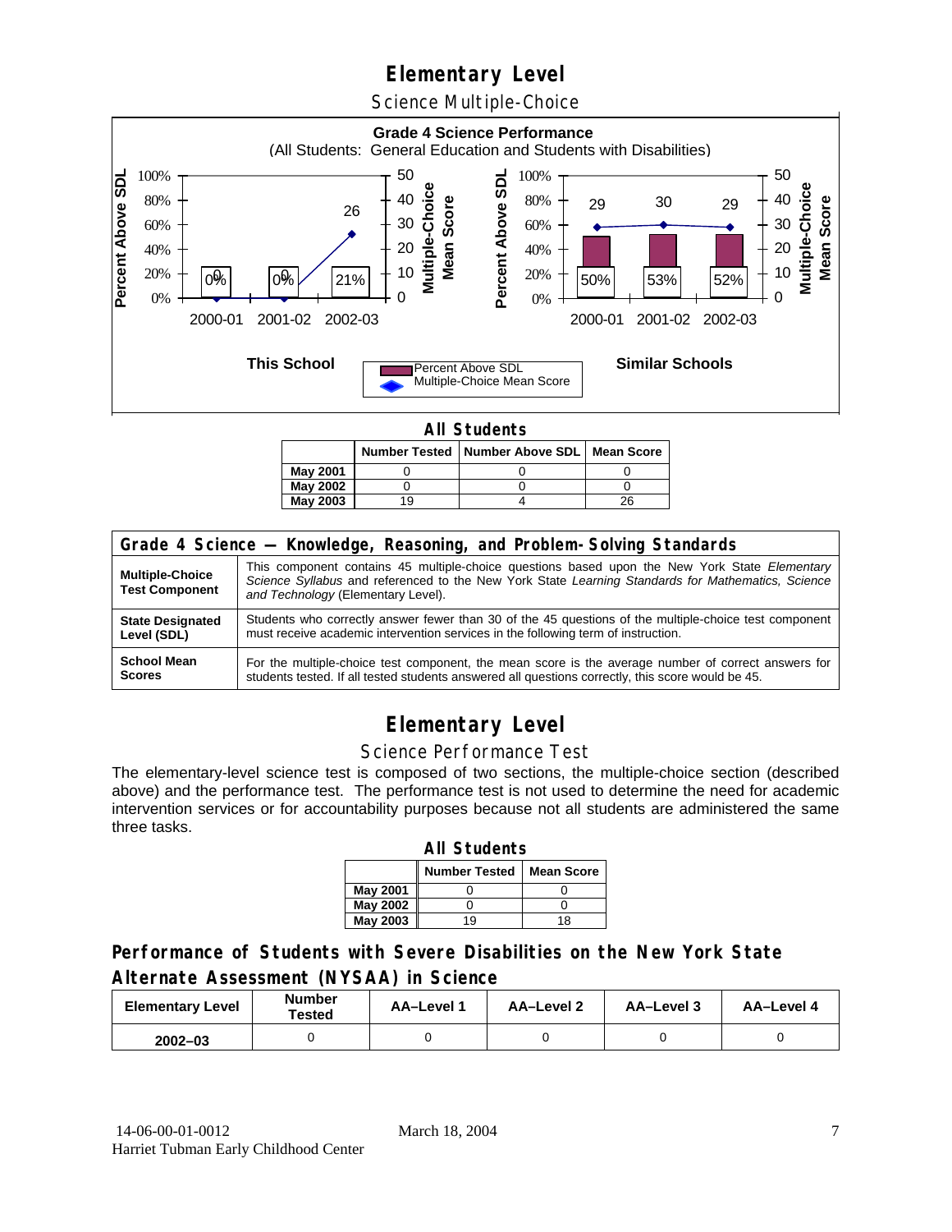# Elementary Level

## Science Multiple-Choice

**Grade 4 Science Performance**
(All Students: General Education and Students with Disabilities)

**This School**

| | 2000-01 | 2001-02 | 2002-03 |
|---|---|---|---|
| Percent Above SDL | 0% | 0% | 21% |
| Multiple-Choice Mean Score | 0 | 0 | 26 |

**Similar Schools**

| | 2000-01 | 2001-02 | 2002-03 |
|---|---|---|---|
| Percent Above SDL | 50% | 53% | 52% |
| Multiple-Choice Mean Score | 29 | 30 | 29 |

**All Students**

| | Number Tested | Number Above SDL | Mean Score |
|---|---|---|---|
| May 2001 | 0 | 0 | 0 |
| May 2002 | 0 | 0 | 0 |
| May 2003 | 19 | 4 | 26 |

| Grade 4 Science — Knowledge, Reasoning, and Problem-Solving Standards | |
|---|---|
| **Multiple-Choice Test Component** | This component contains 45 multiple-choice questions based upon the New York State *Elementary Science Syllabus* and referenced to the New York State *Learning Standards for Mathematics, Science and Technology* (Elementary Level). |
| **State Designated Level (SDL)** | Students who correctly answer fewer than 30 of the 45 questions of the multiple-choice test component must receive academic intervention services in the following term of instruction. |
| **School Mean Scores** | For the multiple-choice test component, the mean score is the average number of correct answers for students tested. If all tested students answered all questions correctly, this score would be 45. |

# Elementary Level

## Science Performance Test

The elementary-level science test is composed of two sections, the multiple-choice section (described above) and the performance test. The performance test is not used to determine the need for academic intervention services or for accountability purposes because not all students are administered the same three tasks.

**All Students**

| | Number Tested | Mean Score |
|---|---|---|
| May 2001 | 0 | 0 |
| May 2002 | 0 | 0 |
| May 2003 | 19 | 18 |

## Performance of Students with Severe Disabilities on the New York State Alternate Assessment (NYSAA) in Science

| Elementary Level | Number Tested | AA–Level 1 | AA–Level 2 | AA–Level 3 | AA–Level 4 |
|---|---|---|---|---|---|
| 2002–03 | 0 | 0 | 0 | 0 | 0 |

14-06-00-01-0012 March 18, 2004
Harriet Tubman Early Childhood Center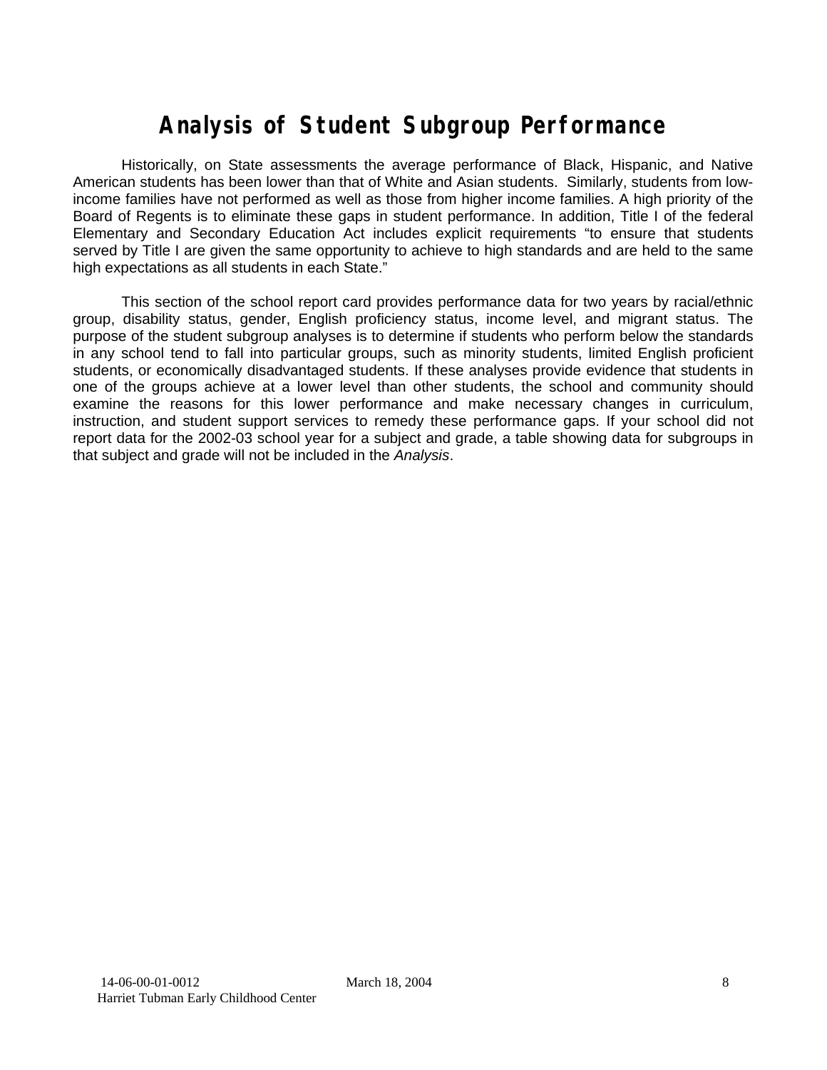# Analysis of Student Subgroup Performance

Historically, on State assessments the average performance of Black, Hispanic, and Native American students has been lower than that of White and Asian students. Similarly, students from low-income families have not performed as well as those from higher income families. A high priority of the Board of Regents is to eliminate these gaps in student performance. In addition, Title I of the federal Elementary and Secondary Education Act includes explicit requirements "to ensure that students served by Title I are given the same opportunity to achieve to high standards and are held to the same high expectations as all students in each State."

This section of the school report card provides performance data for two years by racial/ethnic group, disability status, gender, English proficiency status, income level, and migrant status. The purpose of the student subgroup analyses is to determine if students who perform below the standards in any school tend to fall into particular groups, such as minority students, limited English proficient students, or economically disadvantaged students. If these analyses provide evidence that students in one of the groups achieve at a lower level than other students, the school and community should examine the reasons for this lower performance and make necessary changes in curriculum, instruction, and student support services to remedy these performance gaps. If your school did not report data for the 2002-03 school year for a subject and grade, a table showing data for subgroups in that subject and grade will not be included in the *Analysis*.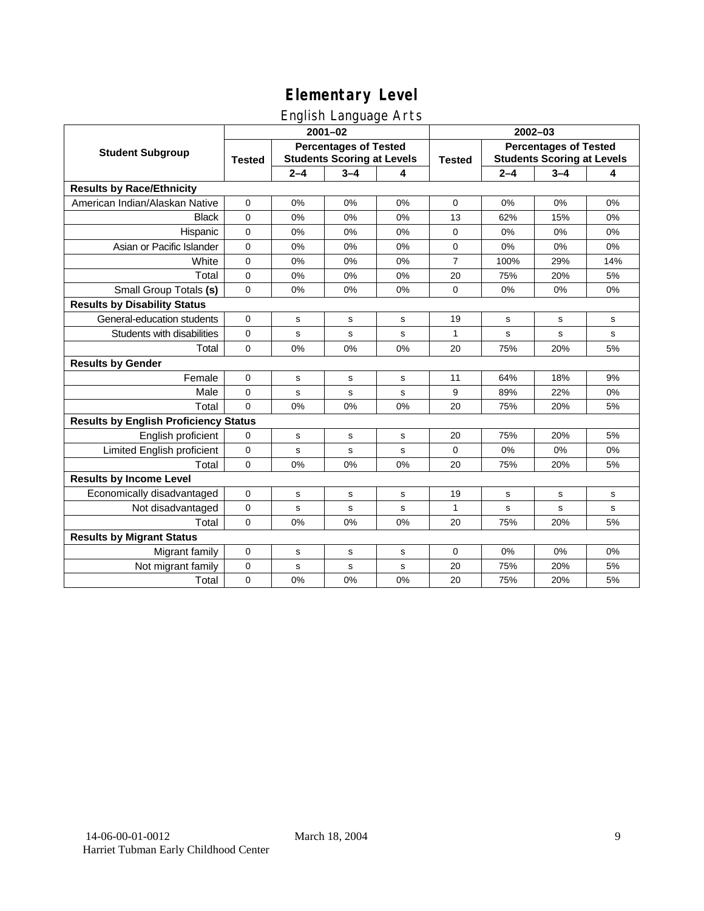# Elementary Level

## English Language Arts

| Student Subgroup | 2001–02 | | | | 2002–03 | | | |
|---|---|---|---|---|---|---|---|---|
| | Tested | Percentages of Tested Students Scoring at Levels | | | Tested | Percentages of Tested Students Scoring at Levels | | |
| | | 2–4 | 3–4 | 4 | | 2–4 | 3–4 | 4 |
| **Results by Race/Ethnicity** | | | | | | | | |
| American Indian/Alaskan Native | 0 | 0% | 0% | 0% | 0 | 0% | 0% | 0% |
| Black | 0 | 0% | 0% | 0% | 13 | 62% | 15% | 0% |
| Hispanic | 0 | 0% | 0% | 0% | 0 | 0% | 0% | 0% |
| Asian or Pacific Islander | 0 | 0% | 0% | 0% | 0 | 0% | 0% | 0% |
| White | 0 | 0% | 0% | 0% | 7 | 100% | 29% | 14% |
| Total | 0 | 0% | 0% | 0% | 20 | 75% | 20% | 5% |
| Small Group Totals **(s)** | 0 | 0% | 0% | 0% | 0 | 0% | 0% | 0% |
| **Results by Disability Status** | | | | | | | | |
| General-education students | 0 | s | s | s | 19 | s | s | s |
| Students with disabilities | 0 | s | s | s | 1 | s | s | s |
| Total | 0 | 0% | 0% | 0% | 20 | 75% | 20% | 5% |
| **Results by Gender** | | | | | | | | |
| Female | 0 | s | s | s | 11 | 64% | 18% | 9% |
| Male | 0 | s | s | s | 9 | 89% | 22% | 0% |
| Total | 0 | 0% | 0% | 0% | 20 | 75% | 20% | 5% |
| **Results by English Proficiency Status** | | | | | | | | |
| English proficient | 0 | s | s | s | 20 | 75% | 20% | 5% |
| Limited English proficient | 0 | s | s | s | 0 | 0% | 0% | 0% |
| Total | 0 | 0% | 0% | 0% | 20 | 75% | 20% | 5% |
| **Results by Income Level** | | | | | | | | |
| Economically disadvantaged | 0 | s | s | s | 19 | s | s | s |
| Not disadvantaged | 0 | s | s | s | 1 | s | s | s |
| Total | 0 | 0% | 0% | 0% | 20 | 75% | 20% | 5% |
| **Results by Migrant Status** | | | | | | | | |
| Migrant family | 0 | s | s | s | 0 | 0% | 0% | 0% |
| Not migrant family | 0 | s | s | s | 20 | 75% | 20% | 5% |
| Total | 0 | 0% | 0% | 0% | 20 | 75% | 20% | 5% |

14-06-00-01-0012 March 18, 2004
Harriet Tubman Early Childhood Center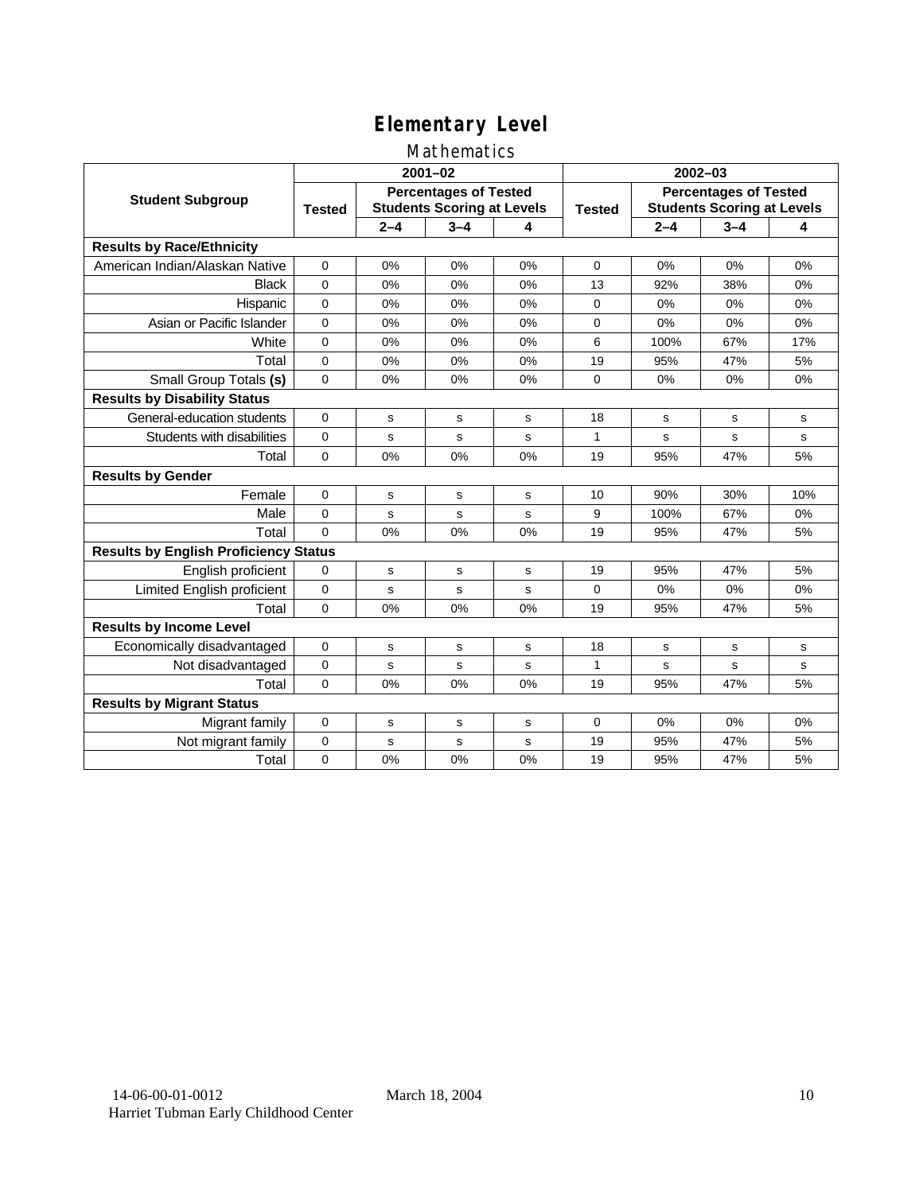# Elementary Level

## Mathematics

| Student Subgroup | 2001–02 | | | | 2002–03 | | | |
|---|---|---|---|---|---|---|---|---|
| | Tested | Percentages of Tested Students Scoring at Levels | | | Tested | Percentages of Tested Students Scoring at Levels | | |
| | | 2–4 | 3–4 | 4 | | 2–4 | 3–4 | 4 |
| **Results by Race/Ethnicity** | | | | | | | | |
| American Indian/Alaskan Native | 0 | 0% | 0% | 0% | 0 | 0% | 0% | 0% |
| Black | 0 | 0% | 0% | 0% | 13 | 92% | 38% | 0% |
| Hispanic | 0 | 0% | 0% | 0% | 0 | 0% | 0% | 0% |
| Asian or Pacific Islander | 0 | 0% | 0% | 0% | 0 | 0% | 0% | 0% |
| White | 0 | 0% | 0% | 0% | 6 | 100% | 67% | 17% |
| Total | 0 | 0% | 0% | 0% | 19 | 95% | 47% | 5% |
| Small Group Totals **(s)** | 0 | 0% | 0% | 0% | 0 | 0% | 0% | 0% |
| **Results by Disability Status** | | | | | | | | |
| General-education students | 0 | s | s | s | 18 | s | s | s |
| Students with disabilities | 0 | s | s | s | 1 | s | s | s |
| Total | 0 | 0% | 0% | 0% | 19 | 95% | 47% | 5% |
| **Results by Gender** | | | | | | | | |
| Female | 0 | s | s | s | 10 | 90% | 30% | 10% |
| Male | 0 | s | s | s | 9 | 100% | 67% | 0% |
| Total | 0 | 0% | 0% | 0% | 19 | 95% | 47% | 5% |
| **Results by English Proficiency Status** | | | | | | | | |
| English proficient | 0 | s | s | s | 19 | 95% | 47% | 5% |
| Limited English proficient | 0 | s | s | s | 0 | 0% | 0% | 0% |
| Total | 0 | 0% | 0% | 0% | 19 | 95% | 47% | 5% |
| **Results by Income Level** | | | | | | | | |
| Economically disadvantaged | 0 | s | s | s | 18 | s | s | s |
| Not disadvantaged | 0 | s | s | s | 1 | s | s | s |
| Total | 0 | 0% | 0% | 0% | 19 | 95% | 47% | 5% |
| **Results by Migrant Status** | | | | | | | | |
| Migrant family | 0 | s | s | s | 0 | 0% | 0% | 0% |
| Not migrant family | 0 | s | s | s | 19 | 95% | 47% | 5% |
| Total | 0 | 0% | 0% | 0% | 19 | 95% | 47% | 5% |

14-06-00-01-0012 March 18, 2004
Harriet Tubman Early Childhood Center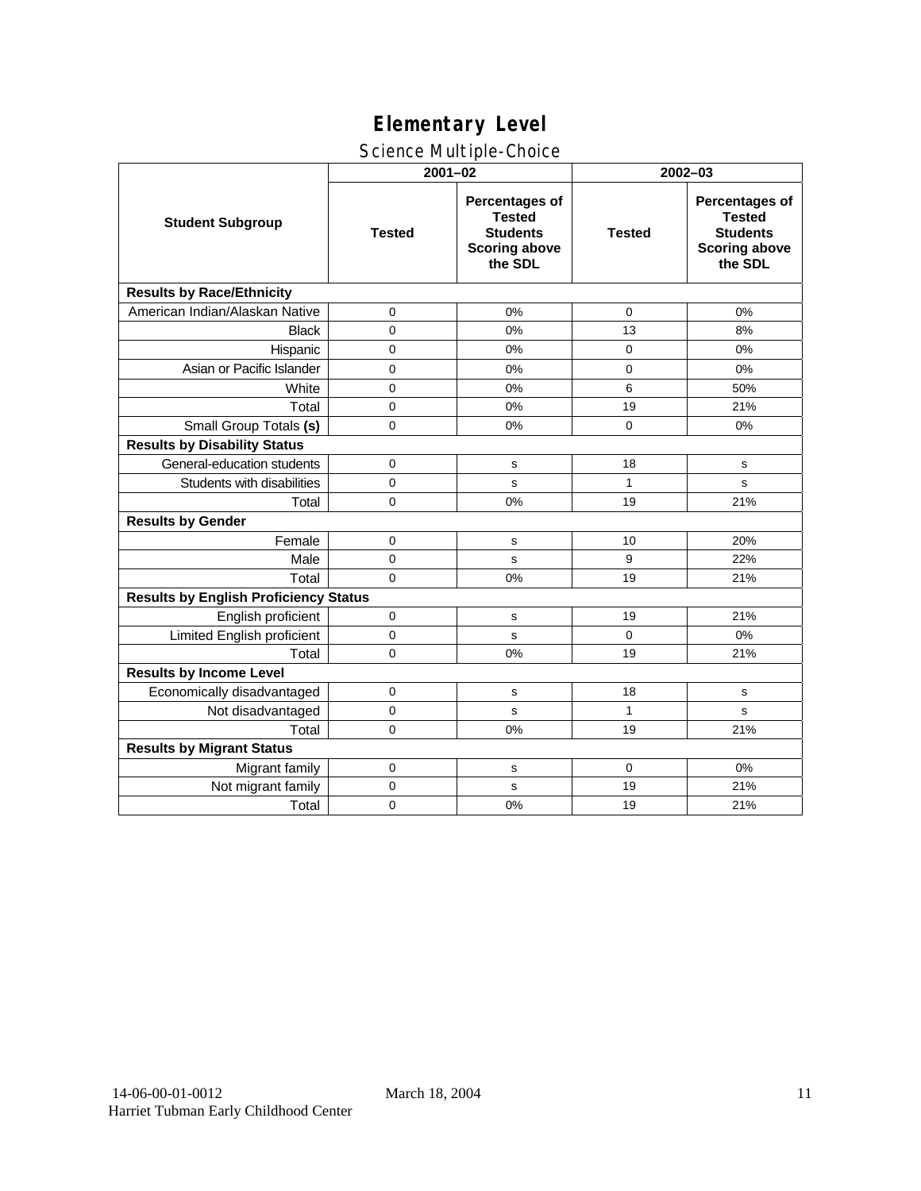# Elementary Level

## Science Multiple-Choice

| Student Subgroup | 2001–02 | | 2002–03 | |
|---|---|---|---|---|
| | Tested | Percentages of Tested Students Scoring above the SDL | Tested | Percentages of Tested Students Scoring above the SDL |
| **Results by Race/Ethnicity** | | | | |
| American Indian/Alaskan Native | 0 | 0% | 0 | 0% |
| Black | 0 | 0% | 13 | 8% |
| Hispanic | 0 | 0% | 0 | 0% |
| Asian or Pacific Islander | 0 | 0% | 0 | 0% |
| White | 0 | 0% | 6 | 50% |
| Total | 0 | 0% | 19 | 21% |
| Small Group Totals **(s)** | 0 | 0% | 0 | 0% |
| **Results by Disability Status** | | | | |
| General-education students | 0 | s | 18 | s |
| Students with disabilities | 0 | s | 1 | s |
| Total | 0 | 0% | 19 | 21% |
| **Results by Gender** | | | | |
| Female | 0 | s | 10 | 20% |
| Male | 0 | s | 9 | 22% |
| Total | 0 | 0% | 19 | 21% |
| **Results by English Proficiency Status** | | | | |
| English proficient | 0 | s | 19 | 21% |
| Limited English proficient | 0 | s | 0 | 0% |
| Total | 0 | 0% | 19 | 21% |
| **Results by Income Level** | | | | |
| Economically disadvantaged | 0 | s | 18 | s |
| Not disadvantaged | 0 | s | 1 | s |
| Total | 0 | 0% | 19 | 21% |
| **Results by Migrant Status** | | | | |
| Migrant family | 0 | s | 0 | 0% |
| Not migrant family | 0 | s | 19 | 21% |
| Total | 0 | 0% | 19 | 21% |

14-06-00-01-0012 March 18, 2004
Harriet Tubman Early Childhood Center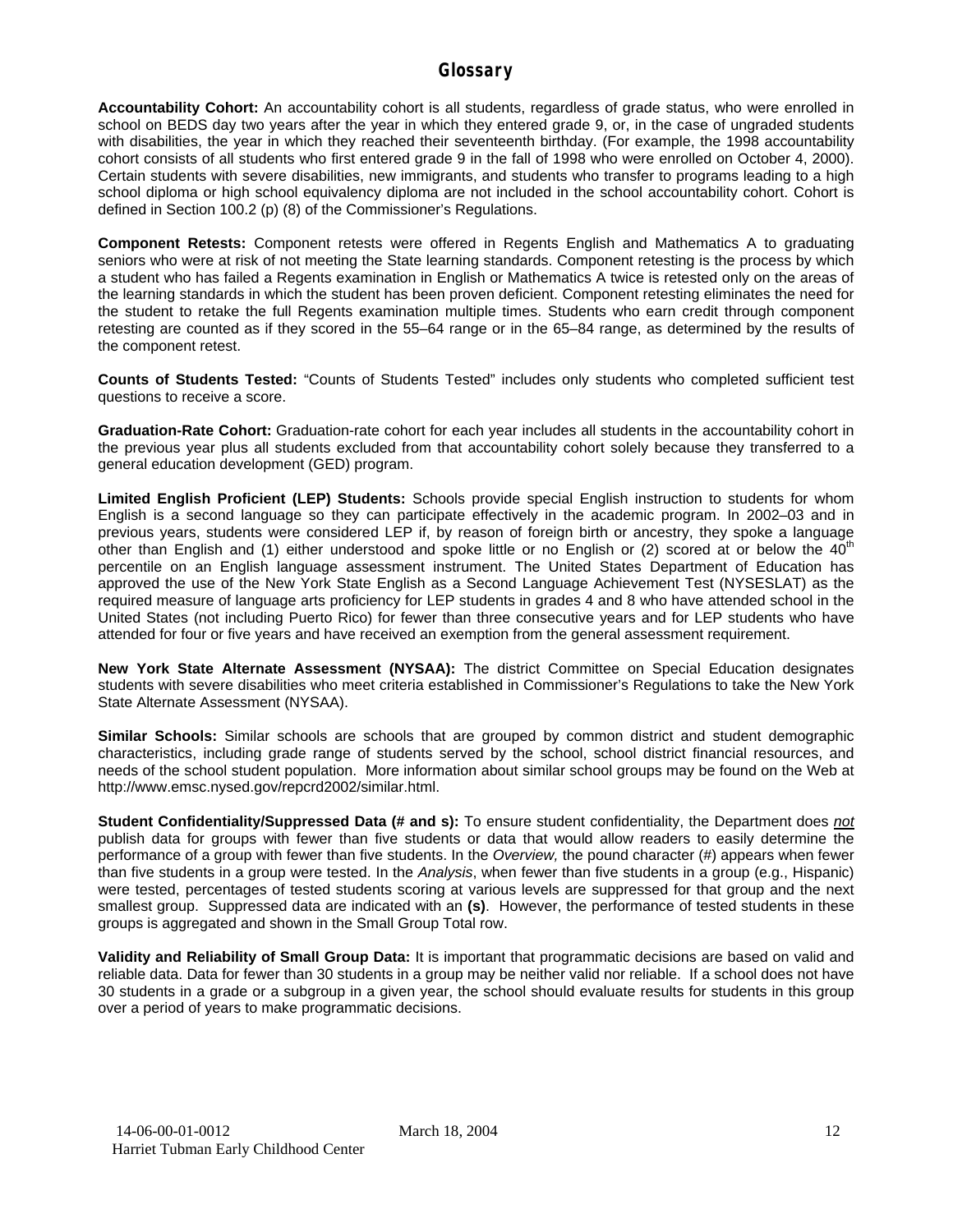## Glossary

**Accountability Cohort:** An accountability cohort is all students, regardless of grade status, who were enrolled in school on BEDS day two years after the year in which they entered grade 9, or, in the case of ungraded students with disabilities, the year in which they reached their seventeenth birthday. (For example, the 1998 accountability cohort consists of all students who first entered grade 9 in the fall of 1998 who were enrolled on October 4, 2000). Certain students with severe disabilities, new immigrants, and students who transfer to programs leading to a high school diploma or high school equivalency diploma are not included in the school accountability cohort. Cohort is defined in Section 100.2 (p) (8) of the Commissioner's Regulations.

**Component Retests:** Component retests were offered in Regents English and Mathematics A to graduating seniors who were at risk of not meeting the State learning standards. Component retesting is the process by which a student who has failed a Regents examination in English or Mathematics A twice is retested only on the areas of the learning standards in which the student has been proven deficient. Component retesting eliminates the need for the student to retake the full Regents examination multiple times. Students who earn credit through component retesting are counted as if they scored in the 55–64 range or in the 65–84 range, as determined by the results of the component retest.

**Counts of Students Tested:** "Counts of Students Tested" includes only students who completed sufficient test questions to receive a score.

**Graduation-Rate Cohort:** Graduation-rate cohort for each year includes all students in the accountability cohort in the previous year plus all students excluded from that accountability cohort solely because they transferred to a general education development (GED) program.

**Limited English Proficient (LEP) Students:** Schools provide special English instruction to students for whom English is a second language so they can participate effectively in the academic program. In 2002–03 and in previous years, students were considered LEP if, by reason of foreign birth or ancestry, they spoke a language other than English and (1) either understood and spoke little or no English or (2) scored at or below the $40^{th}$ percentile on an English language assessment instrument. The United States Department of Education has approved the use of the New York State English as a Second Language Achievement Test (NYSESLAT) as the required measure of language arts proficiency for LEP students in grades 4 and 8 who have attended school in the United States (not including Puerto Rico) for fewer than three consecutive years and for LEP students who have attended for four or five years and have received an exemption from the general assessment requirement.

**New York State Alternate Assessment (NYSAA):** The district Committee on Special Education designates students with severe disabilities who meet criteria established in Commissioner's Regulations to take the New York State Alternate Assessment (NYSAA).

**Similar Schools:** Similar schools are schools that are grouped by common district and student demographic characteristics, including grade range of students served by the school, school district financial resources, and needs of the school student population. More information about similar school groups may be found on the Web at http://www.emsc.nysed.gov/repcrd2002/similar.html.

**Student Confidentiality/Suppressed Data (# and s):** To ensure student confidentiality, the Department does *not* publish data for groups with fewer than five students or data that would allow readers to easily determine the performance of a group with fewer than five students. In the *Overview,* the pound character (#) appears when fewer than five students in a group were tested. In the *Analysis*, when fewer than five students in a group (e.g., Hispanic) were tested, percentages of tested students scoring at various levels are suppressed for that group and the next smallest group. Suppressed data are indicated with an **(s)**. However, the performance of tested students in these groups is aggregated and shown in the Small Group Total row.

**Validity and Reliability of Small Group Data:** It is important that programmatic decisions are based on valid and reliable data. Data for fewer than 30 students in a group may be neither valid nor reliable. If a school does not have 30 students in a grade or a subgroup in a given year, the school should evaluate results for students in this group over a period of years to make programmatic decisions.